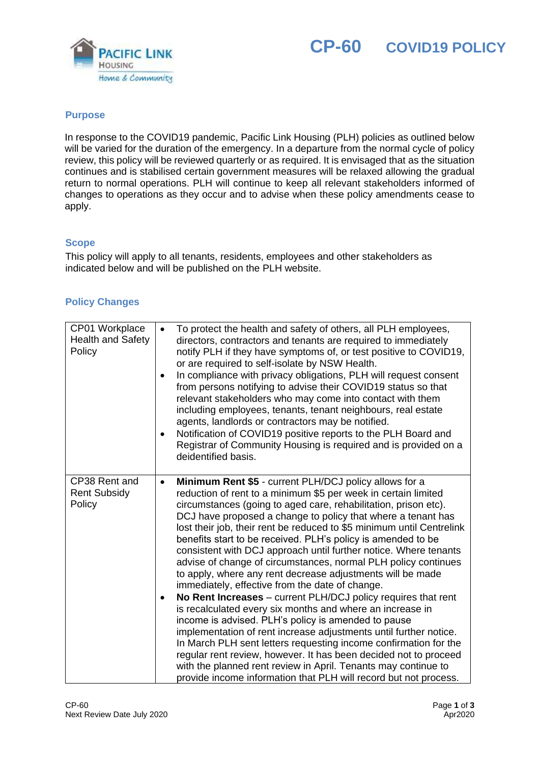# CP-60 COVID19 POLICY

## Purpose

In response to the COVID19 pandemic, Pacific Link Housing (PLH) policies as outlined below will be varied for the duration of the emergency. In a departure from the normal cycle of policy review, this policy will be reviewed quarterly or as required. It is envisaged that as the situation continues and is stabilised certain government measures will be relaxed allowing the gradual return to normal operations. PLH will continue to keep all relevant stakeholders informed of changes to operations as they occur and to advise when these policy amendments cease to apply.

## Scope

This policy will apply to all tenants, residents, employees and other stakeholders as indicated below and will be published on the PLH website.

## Policy Changes

| | |
|---|---|
| CP01 Workplace Health and Safety Policy | • To protect the health and safety of others, all PLH employees, directors, contractors and tenants are required to immediately notify PLH if they have symptoms of, or test positive to COVID19, or are required to self-isolate by NSW Health.<br>• In compliance with privacy obligations, PLH will request consent from persons notifying to advise their COVID19 status so that relevant stakeholders who may come into contact with them including employees, tenants, tenant neighbours, real estate agents, landlords or contractors may be notified.<br>• Notification of COVID19 positive reports to the PLH Board and Registrar of Community Housing is required and is provided on a deidentified basis. |
| CP38 Rent and Rent Subsidy Policy | • **Minimum Rent $5** - current PLH/DCJ policy allows for a reduction of rent to a minimum $5 per week in certain limited circumstances (going to aged care, rehabilitation, prison etc). DCJ have proposed a change to policy that where a tenant has lost their job, their rent be reduced to $5 minimum until Centrelink benefits start to be received. PLH's policy is amended to be consistent with DCJ approach until further notice. Where tenants advise of change of circumstances, normal PLH policy continues to apply, where any rent decrease adjustments will be made immediately, effective from the date of change.<br>• **No Rent Increases** – current PLH/DCJ policy requires that rent is recalculated every six months and where an increase in income is advised. PLH's policy is amended to pause implementation of rent increase adjustments until further notice. In March PLH sent letters requesting income confirmation for the regular rent review, however. It has been decided not to proceed with the planned rent review in April. Tenants may continue to provide income information that PLH will record but not process. |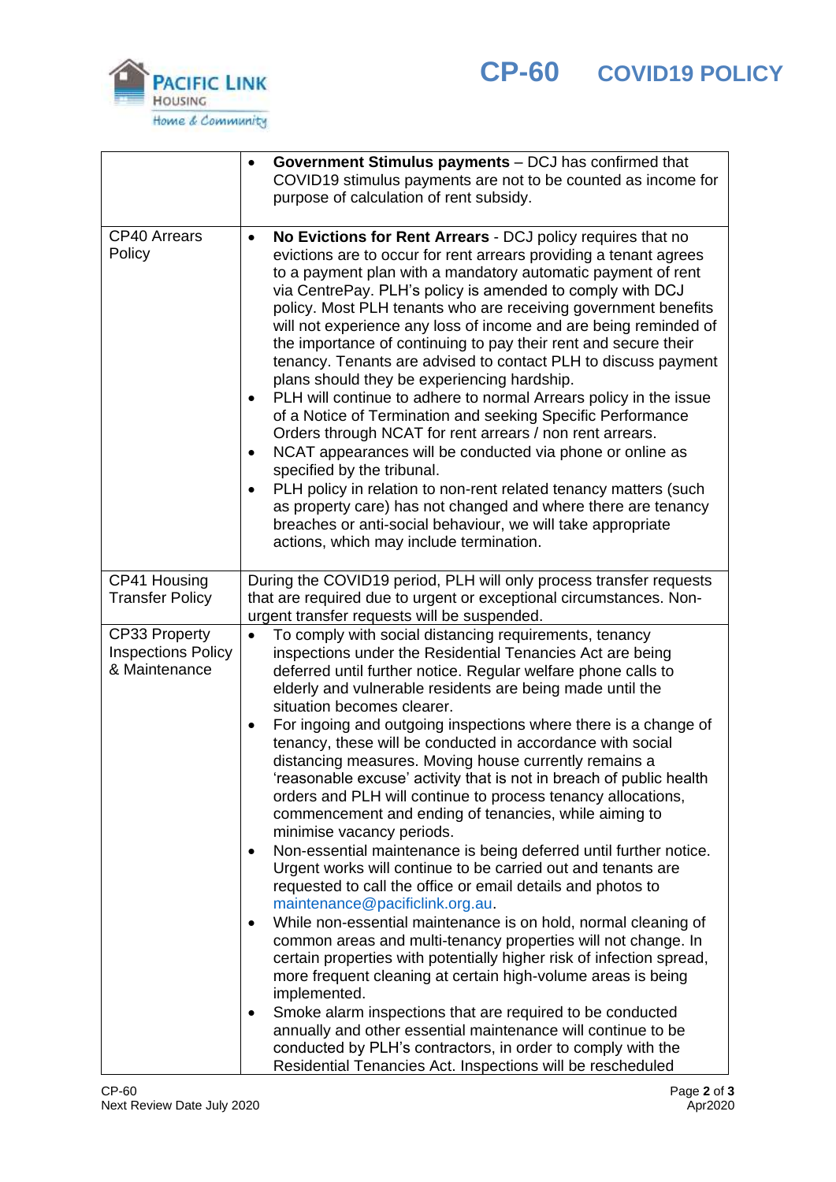| | |
|---|---|
| | • **Government Stimulus payments** – DCJ has confirmed that COVID19 stimulus payments are not to be counted as income for purpose of calculation of rent subsidy. |
| CP40 Arrears Policy | • **No Evictions for Rent Arrears** - DCJ policy requires that no evictions are to occur for rent arrears providing a tenant agrees to a payment plan with a mandatory automatic payment of rent via CentrePay. PLH's policy is amended to comply with DCJ policy. Most PLH tenants who are receiving government benefits will not experience any loss of income and are being reminded of the importance of continuing to pay their rent and secure their tenancy. Tenants are advised to contact PLH to discuss payment plans should they be experiencing hardship.<br>• PLH will continue to adhere to normal Arrears policy in the issue of a Notice of Termination and seeking Specific Performance Orders through NCAT for rent arrears / non rent arrears.<br>• NCAT appearances will be conducted via phone or online as specified by the tribunal.<br>• PLH policy in relation to non-rent related tenancy matters (such as property care) has not changed and where there are tenancy breaches or anti-social behaviour, we will take appropriate actions, which may include termination. |
| CP41 Housing Transfer Policy | During the COVID19 period, PLH will only process transfer requests that are required due to urgent or exceptional circumstances. Non-urgent transfer requests will be suspended. |
| CP33 Property Inspections Policy & Maintenance | • To comply with social distancing requirements, tenancy inspections under the Residential Tenancies Act are being deferred until further notice. Regular welfare phone calls to elderly and vulnerable residents are being made until the situation becomes clearer.<br>• For ingoing and outgoing inspections where there is a change of tenancy, these will be conducted in accordance with social distancing measures. Moving house currently remains a 'reasonable excuse' activity that is not in breach of public health orders and PLH will continue to process tenancy allocations, commencement and ending of tenancies, while aiming to minimise vacancy periods.<br>• Non-essential maintenance is being deferred until further notice. Urgent works will continue to be carried out and tenants are requested to call the office or email details and photos to maintenance@pacificlink.org.au.<br>• While non-essential maintenance is on hold, normal cleaning of common areas and multi-tenancy properties will not change. In certain properties with potentially higher risk of infection spread, more frequent cleaning at certain high-volume areas is being implemented.<br>• Smoke alarm inspections that are required to be conducted annually and other essential maintenance will continue to be conducted by PLH's contractors, in order to comply with the Residential Tenancies Act. Inspections will be rescheduled |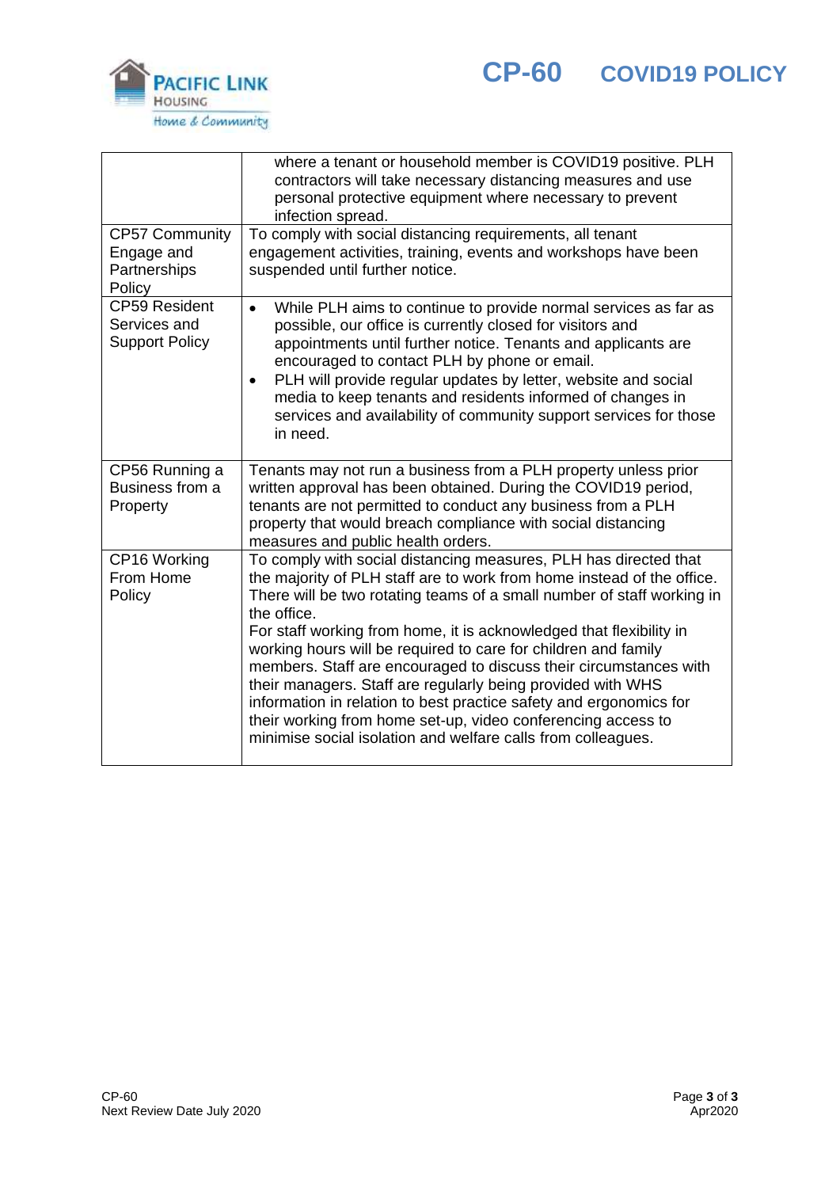| | |
|---|---|
| | where a tenant or household member is COVID19 positive. PLH contractors will take necessary distancing measures and use personal protective equipment where necessary to prevent infection spread. |
| CP57 Community Engage and Partnerships Policy | To comply with social distancing requirements, all tenant engagement activities, training, events and workshops have been suspended until further notice. |
| CP59 Resident Services and Support Policy | • While PLH aims to continue to provide normal services as far as possible, our office is currently closed for visitors and appointments until further notice. Tenants and applicants are encouraged to contact PLH by phone or email.<br>• PLH will provide regular updates by letter, website and social media to keep tenants and residents informed of changes in services and availability of community support services for those in need. |
| CP56 Running a Business from a Property | Tenants may not run a business from a PLH property unless prior written approval has been obtained. During the COVID19 period, tenants are not permitted to conduct any business from a PLH property that would breach compliance with social distancing measures and public health orders. |
| CP16 Working From Home Policy | To comply with social distancing measures, PLH has directed that the majority of PLH staff are to work from home instead of the office. There will be two rotating teams of a small number of staff working in the office.<br>For staff working from home, it is acknowledged that flexibility in working hours will be required to care for children and family members. Staff are encouraged to discuss their circumstances with their managers. Staff are regularly being provided with WHS information in relation to best practice safety and ergonomics for their working from home set-up, video conferencing access to minimise social isolation and welfare calls from colleagues. |